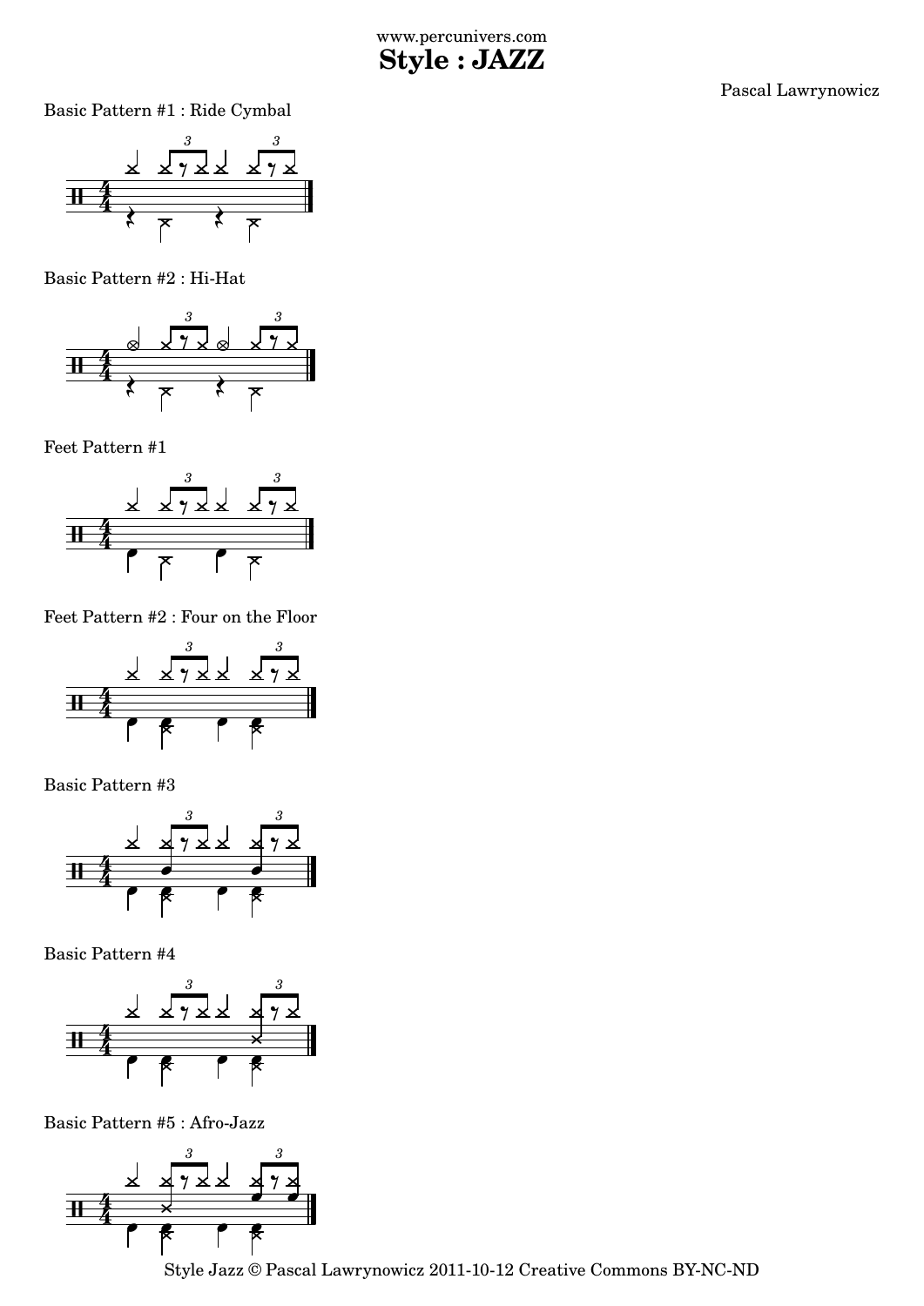www.percunivers.com

# Style : JAZZ

Pascal Lawrynowicz

Basic Pattern #1 : Ride Cymbal

Basic Pattern #2 : Hi-Hat

Feet Pattern #1

Feet Pattern #2 : Four on the Floor

Basic Pattern #3

Basic Pattern #4

Basic Pattern #5 : Afro-Jazz

Style Jazz © Pascal Lawrynowicz 2011-10-12 Creative Commons BY-NC-ND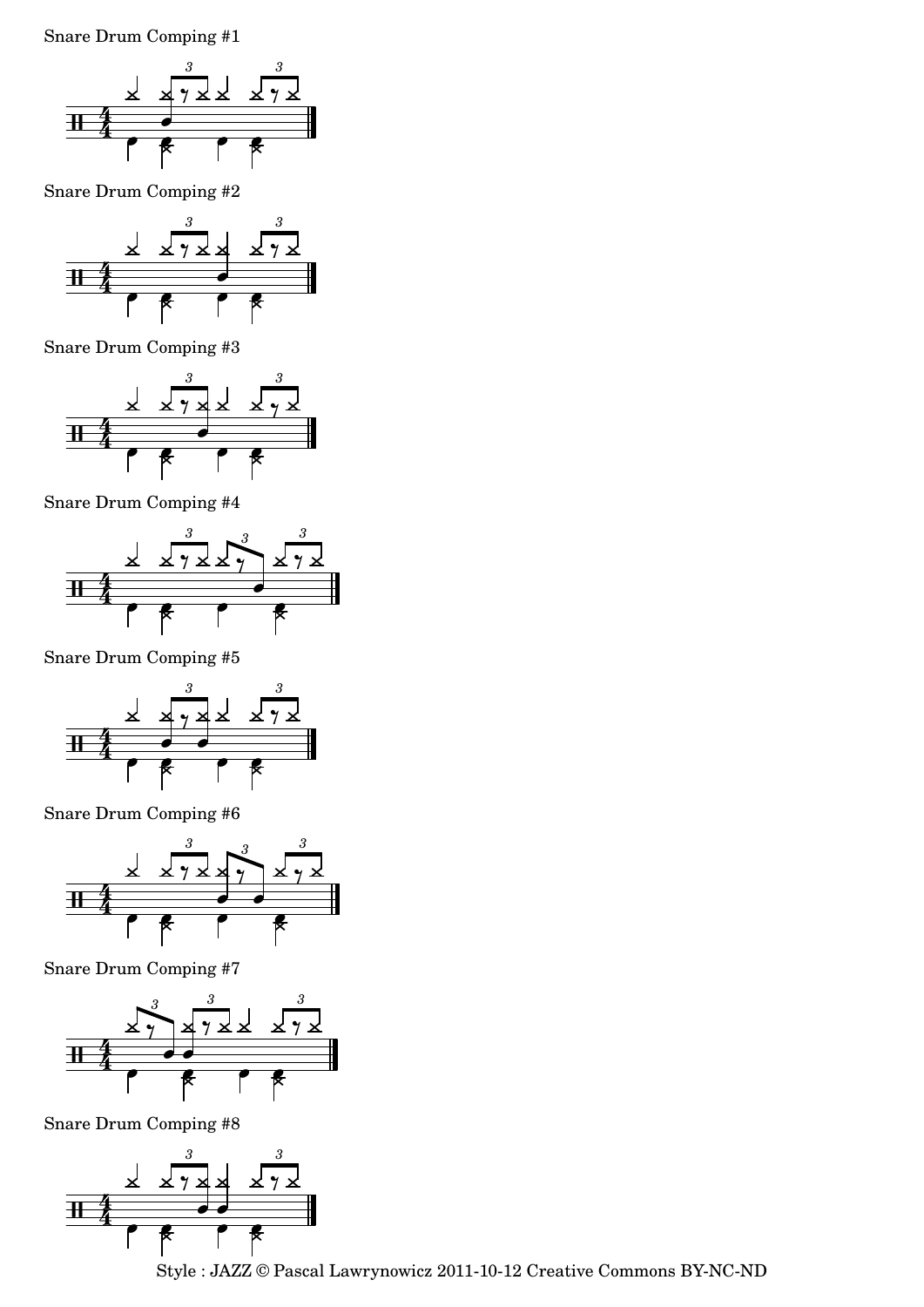Snare Drum Comping #1

Snare Drum Comping #2

Snare Drum Comping #3

Snare Drum Comping #4

Snare Drum Comping #5

Snare Drum Comping #6

Snare Drum Comping #7

Snare Drum Comping #8

Style : JAZZ © Pascal Lawrynowicz 2011-10-12 Creative Commons BY-NC-ND